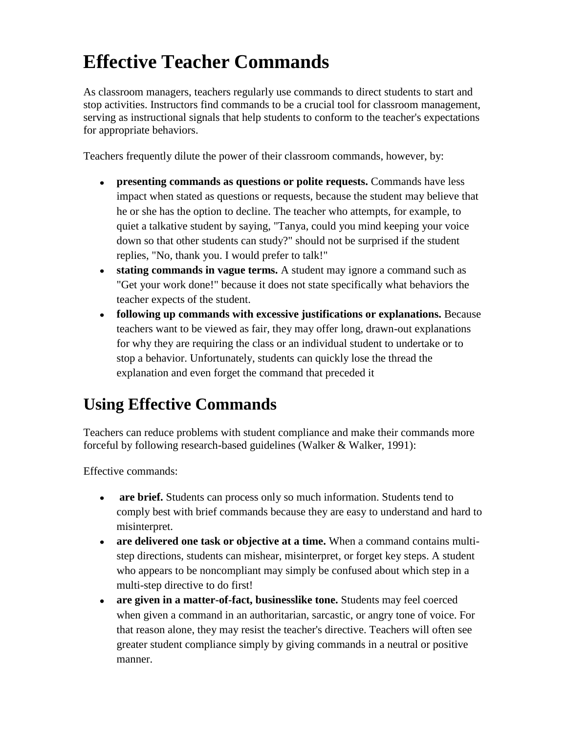# Effective Teacher Commands

As classroom managers, teachers regularly use commands to direct students to start and stop activities. Instructors find commands to be a crucial tool for classroom management, serving as instructional signals that help students to conform to the teacher's expectations for appropriate behaviors.

Teachers frequently dilute the power of their classroom commands, however, by:

- **presenting commands as questions or polite requests.** Commands have less impact when stated as questions or requests, because the student may believe that he or she has the option to decline. The teacher who attempts, for example, to quiet a talkative student by saying, "Tanya, could you mind keeping your voice down so that other students can study?" should not be surprised if the student replies, "No, thank you. I would prefer to talk!"
- **stating commands in vague terms.** A student may ignore a command such as "Get your work done!" because it does not state specifically what behaviors the teacher expects of the student.
- **following up commands with excessive justifications or explanations.** Because teachers want to be viewed as fair, they may offer long, drawn-out explanations for why they are requiring the class or an individual student to undertake or to stop a behavior. Unfortunately, students can quickly lose the thread the explanation and even forget the command that preceded it

## Using Effective Commands

Teachers can reduce problems with student compliance and make their commands more forceful by following research-based guidelines (Walker & Walker, 1991):

Effective commands:

- **are brief.** Students can process only so much information. Students tend to comply best with brief commands because they are easy to understand and hard to misinterpret.
- **are delivered one task or objective at a time.** When a command contains multi-step directions, students can mishear, misinterpret, or forget key steps. A student who appears to be noncompliant may simply be confused about which step in a multi-step directive to do first!
- **are given in a matter-of-fact, businesslike tone.** Students may feel coerced when given a command in an authoritarian, sarcastic, or angry tone of voice. For that reason alone, they may resist the teacher's directive. Teachers will often see greater student compliance simply by giving commands in a neutral or positive manner.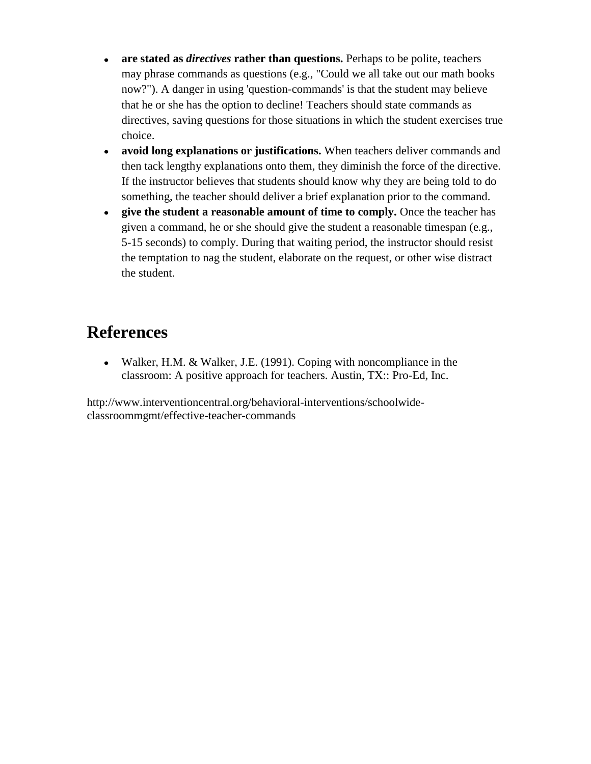- **are stated as *directives* rather than questions.** Perhaps to be polite, teachers may phrase commands as questions (e.g., "Could we all take out our math books now?"). A danger in using 'question-commands' is that the student may believe that he or she has the option to decline! Teachers should state commands as directives, saving questions for those situations in which the student exercises true choice.
- **avoid long explanations or justifications.** When teachers deliver commands and then tack lengthy explanations onto them, they diminish the force of the directive. If the instructor believes that students should know why they are being told to do something, the teacher should deliver a brief explanation prior to the command.
- **give the student a reasonable amount of time to comply.** Once the teacher has given a command, he or she should give the student a reasonable timespan (e.g., 5-15 seconds) to comply. During that waiting period, the instructor should resist the temptation to nag the student, elaborate on the request, or other wise distract the student.

## References

- Walker, H.M. & Walker, J.E. (1991). Coping with noncompliance in the classroom: A positive approach for teachers. Austin, TX:: Pro-Ed, Inc.

http://www.interventioncentral.org/behavioral-interventions/schoolwide-classroommgmt/effective-teacher-commands